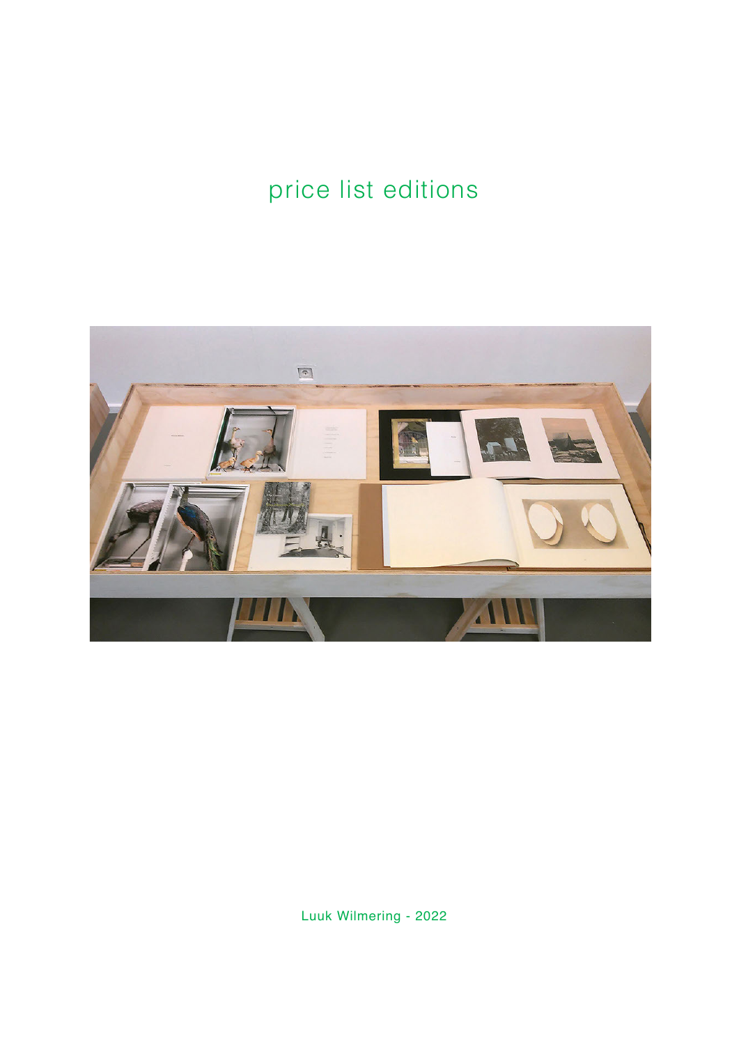# price list editions

Luuk Wilmering - 2022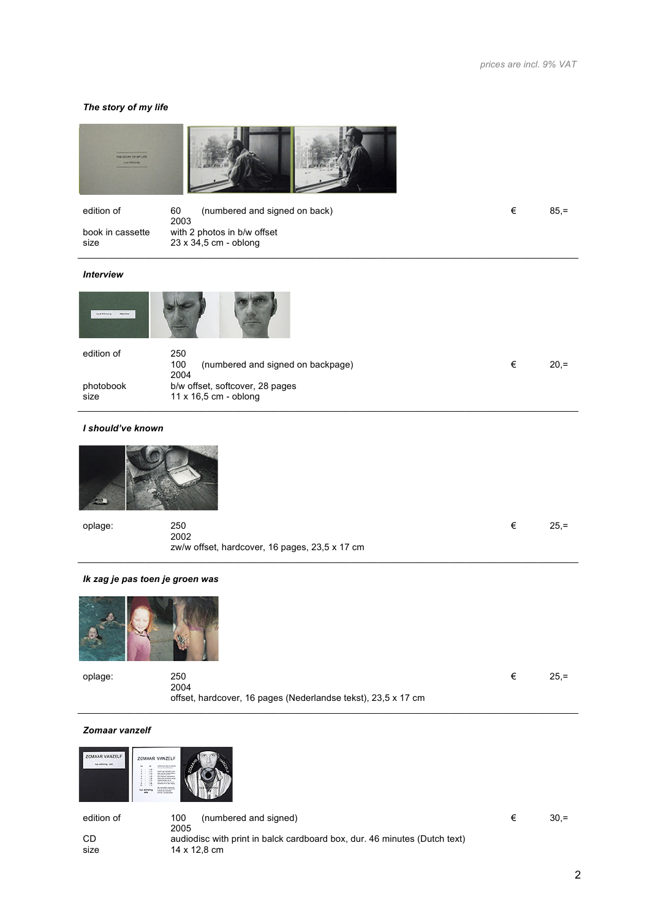*prices are incl. 9% VAT*

### *The story of my life*

edition of 60 (numbered and signed on back) € 85,=
2003
book in cassette with 2 photos in b/w offset
size 23 x 34,5 cm - oblong

---

### *Interview*

edition of 250
100 (numbered and signed on backpage) € 20,=
2004
photobook b/w offset, softcover, 28 pages
size 11 x 16,5 cm - oblong

---

### *I should've known*

oplage: 250 € 25,=
2002
zw/w offset, hardcover, 16 pages, 23,5 x 17 cm

---

### *Ik zag je pas toen je groen was*

oplage: 250 € 25,=
2004
offset, hardcover, 16 pages (Nederlandse tekst), 23,5 x 17 cm

---

### *Zomaar vanzelf*

edition of 100 (numbered and signed) € 30,=
2005
CD audiodisc with print in balck cardboard box, dur. 46 minutes (Dutch text)
size 14 x 12,8 cm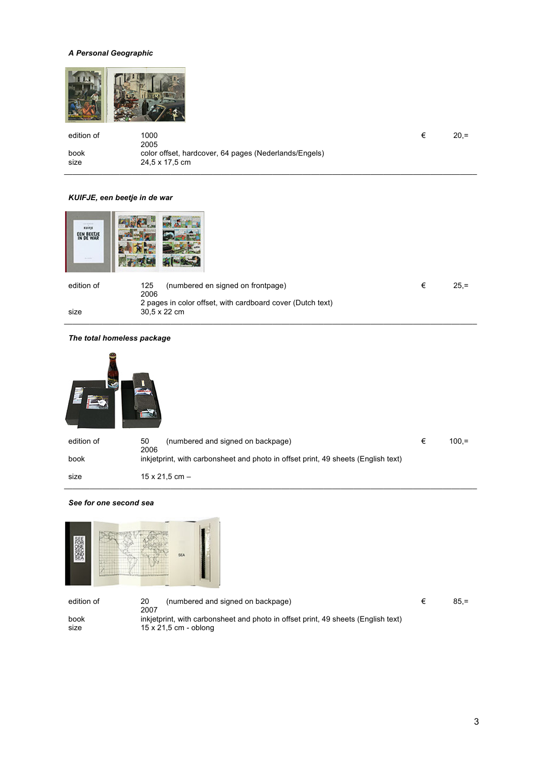***A Personal Geographic***

| | | | |
|---|---|---|---|
| edition of | 1000 | € | 20,= |
| | 2005 | | |
| book | color offset, hardcover, 64 pages (Nederlands/Engels) | | |
| size | 24,5 x 17,5 cm | | |

---

***KUIFJE, een beetje in de war***

| | | | |
|---|---|---|---|
| edition of | 125 (numbered en signed on frontpage) | € | 25,= |
| | 2006 | | |
| | 2 pages in color offset, with cardboard cover (Dutch text) | | |
| size | 30,5 x 22 cm | | |

---

***The total homeless package***

| | | | |
|---|---|---|---|
| edition of | 50 (numbered and signed on backpage) | € | 100,= |
| | 2006 | | |
| book | inkjetprint, with carbonsheet and photo in offset print, 49 sheets (English text) | | |
| size | 15 x 21,5 cm – | | |

---

***See for one second sea***

| | | | |
|---|---|---|---|
| edition of | 20 (numbered and signed on backpage) | € | 85,= |
| | 2007 | | |
| book | inkjetprint, with carbonsheet and photo in offset print, 49 sheets (English text) | | |
| size | 15 x 21,5 cm - oblong | | |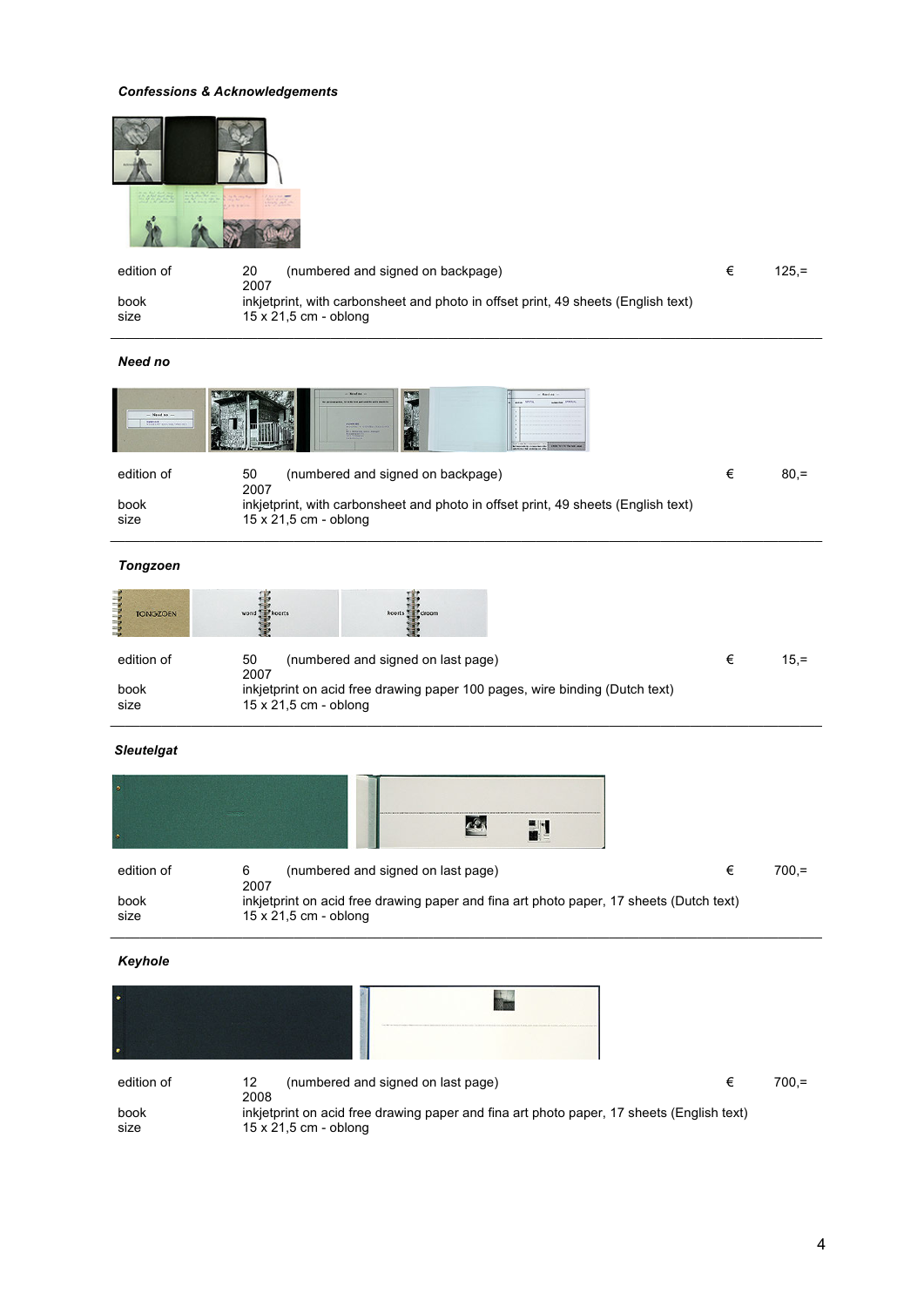***Confessions & Acknowledgements***

| | | | |
|---|---|---|---|
| edition of | 20 (numbered and signed on backpage) | € | 125,= |
| | 2007 | | |
| book | inkjetprint, with carbonsheet and photo in offset print, 49 sheets (English text) | | |
| size | 15 x 21,5 cm - oblong | | |

---

***Need no***

| | | | |
|---|---|---|---|
| edition of | 50 (numbered and signed on backpage) | € | 80,= |
| | 2007 | | |
| book | inkjetprint, with carbonsheet and photo in offset print, 49 sheets (English text) | | |
| size | 15 x 21,5 cm - oblong | | |

---

***Tongzoen***

| | | | |
|---|---|---|---|
| edition of | 50 (numbered and signed on last page) | € | 15,= |
| | 2007 | | |
| book | inkjetprint on acid free drawing paper 100 pages, wire binding (Dutch text) | | |
| size | 15 x 21,5 cm - oblong | | |

---

***Sleutelgat***

| | | | |
|---|---|---|---|
| edition of | 6 (numbered and signed on last page) | € | 700,= |
| | 2007 | | |
| book | inkjetprint on acid free drawing paper and fina art photo paper, 17 sheets (Dutch text) | | |
| size | 15 x 21,5 cm - oblong | | |

---

***Keyhole***

| | | | |
|---|---|---|---|
| edition of | 12 (numbered and signed on last page) | € | 700,= |
| | 2008 | | |
| book | inkjetprint on acid free drawing paper and fina art photo paper, 17 sheets (English text) | | |
| size | 15 x 21,5 cm - oblong | | |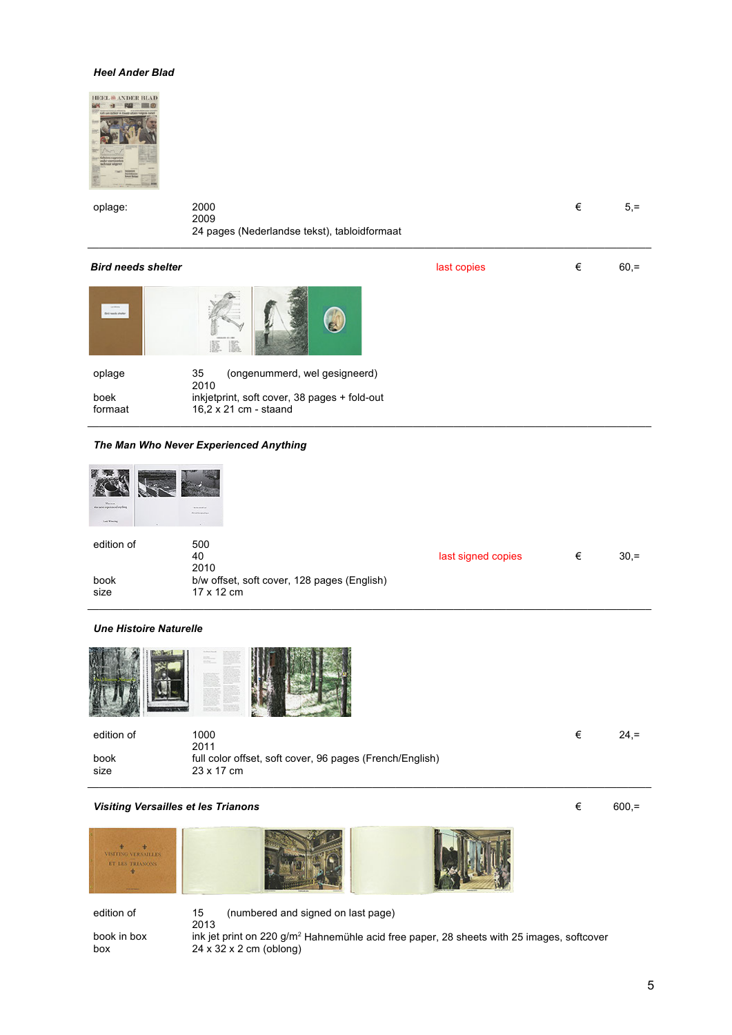***Heel Ander Blad***

| | | | |
|---|---|---|---|
| oplage: | 2000 | € | 5,= |
| | 2009 | | |
| | 24 pages (Nederlandse tekst), tabloidformaat | | |

---

***Bird needs shelter*** — last copies — € 60,=

| | |
|---|---|
| oplage | 35 (ongenummerd, wel gesigneerd) |
| | 2010 |
| boek | inkjetprint, soft cover, 38 pages + fold-out |
| formaat | 16,2 x 21 cm - staand |

---

***The Man Who Never Experienced Anything***

| | | | | |
|---|---|---|---|---|
| edition of | 500 | | | |
| | 40 | last signed copies | € | 30,= |
| | 2010 | | | |
| book | b/w offset, soft cover, 128 pages (English) | | | |
| size | 17 x 12 cm | | | |

---

***Une Histoire Naturelle***

| | | | |
|---|---|---|---|
| edition of | 1000 | € | 24,= |
| | 2011 | | |
| book | full color offset, soft cover, 96 pages (French/English) | | |
| size | 23 x 17 cm | | |

---

***Visiting Versailles et les Trianons*** — € 600,=

| | |
|---|---|
| edition of | 15 (numbered and signed on last page) |
| | 2013 |
| book in box | ink jet print on 220 g/m² Hahnemühle acid free paper, 28 sheets with 25 images, softcover |
| box | 24 x 32 x 2 cm (oblong) |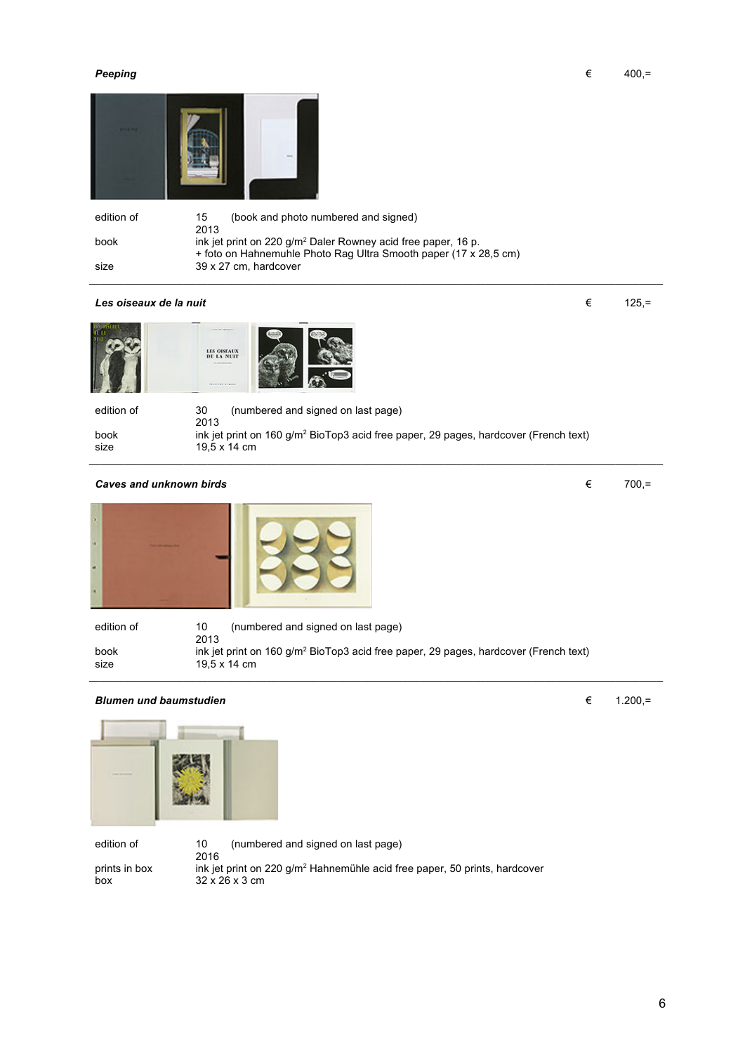***Peeping*** € 400,=

| | |
|---|---|
| edition of | 15 (book and photo numbered and signed) |
| | 2013 |
| book | ink jet print on 220 g/m$^2$ Daler Rowney acid free paper, 16 p. |
| | + foto on Hahnemuhle Photo Rag Ultra Smooth paper (17 x 28,5 cm) |
| size | 39 x 27 cm, hardcover |

---

***Les oiseaux de la nuit*** € 125,=

| | |
|---|---|
| edition of | 30 (numbered and signed on last page) |
| | 2013 |
| book | ink jet print on 160 g/m$^2$ BioTop3 acid free paper, 29 pages, hardcover (French text) |
| size | 19,5 x 14 cm |

---

***Caves and unknown birds*** € 700,=

| | |
|---|---|
| edition of | 10 (numbered and signed on last page) |
| | 2013 |
| book | ink jet print on 160 g/m$^2$ BioTop3 acid free paper, 29 pages, hardcover (French text) |
| size | 19,5 x 14 cm |

---

***Blumen und baumstudien*** € 1.200,=

| | |
|---|---|
| edition of | 10 (numbered and signed on last page) |
| | 2016 |
| prints in box | ink jet print on 220 g/m$^2$ Hahnemühle acid free paper, 50 prints, hardcover |
| box | 32 x 26 x 3 cm |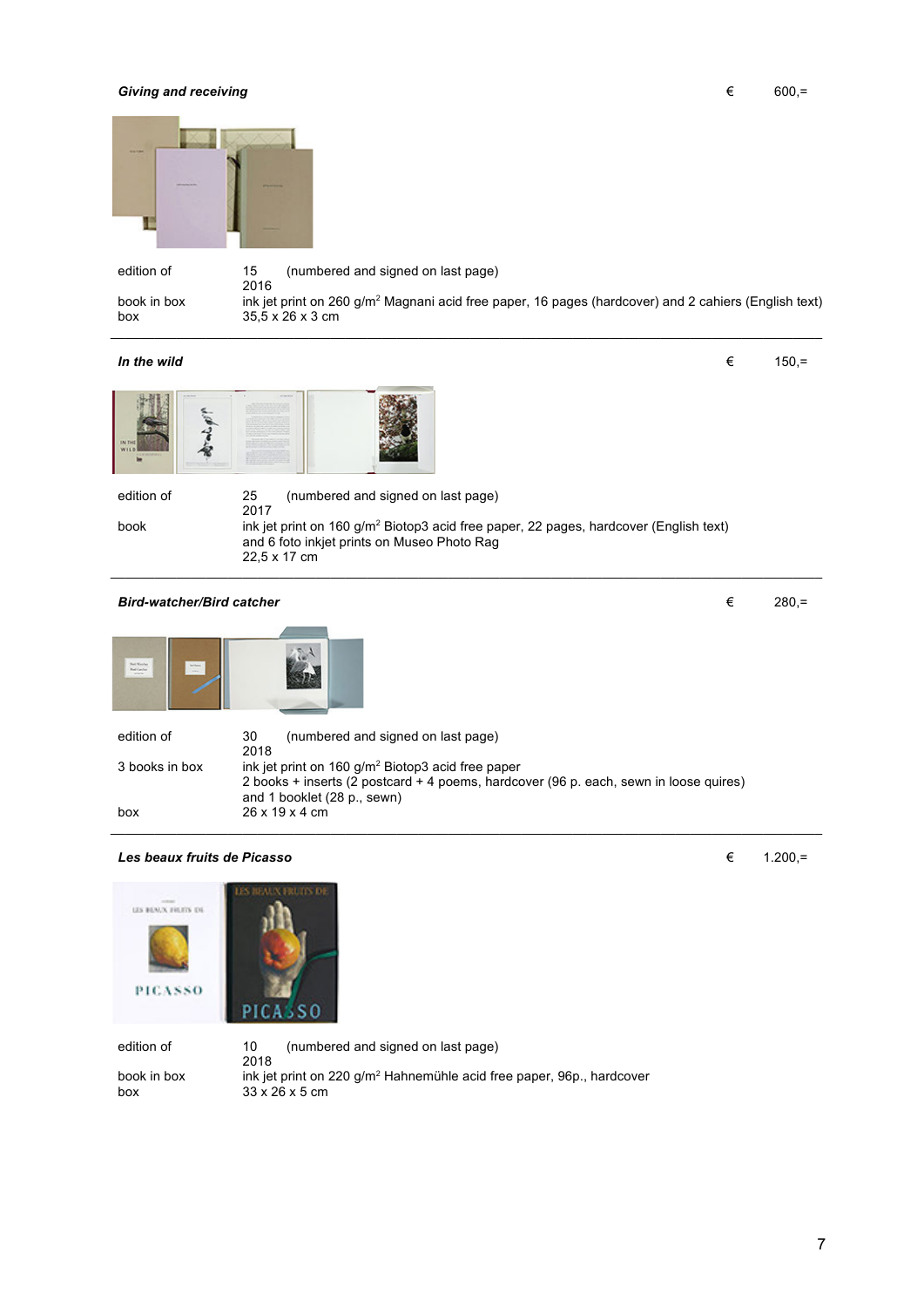***Giving and receiving*** € 600,=

| | |
|---|---|
| edition of | 15 (numbered and signed on last page) |
| | 2016 |
| book in box | ink jet print on 260 g/m$^2$ Magnani acid free paper, 16 pages (hardcover) and 2 cahiers (English text) |
| box | 35,5 x 26 x 3 cm |

---

***In the wild*** € 150,=

| | |
|---|---|
| edition of | 25 (numbered and signed on last page) |
| | 2017 |
| book | ink jet print on 160 g/m$^2$ Biotop3 acid free paper, 22 pages, hardcover (English text) and 6 foto inkjet prints on Museo Photo Rag |
| | 22,5 x 17 cm |

---

***Bird-watcher/Bird catcher*** € 280,=

| | |
|---|---|
| edition of | 30 (numbered and signed on last page) |
| | 2018 |
| 3 books in box | ink jet print on 160 g/m$^2$ Biotop3 acid free paper |
| | 2 books + inserts (2 postcard + 4 poems, hardcover (96 p. each, sewn in loose quires) and 1 booklet (28 p., sewn) |
| box | 26 x 19 x 4 cm |

---

***Les beaux fruits de Picasso*** € 1.200,=

| | |
|---|---|
| edition of | 10 (numbered and signed on last page) |
| | 2018 |
| book in box | ink jet print on 220 g/m$^2$ Hahnemühle acid free paper, 96p., hardcover |
| box | 33 x 26 x 5 cm |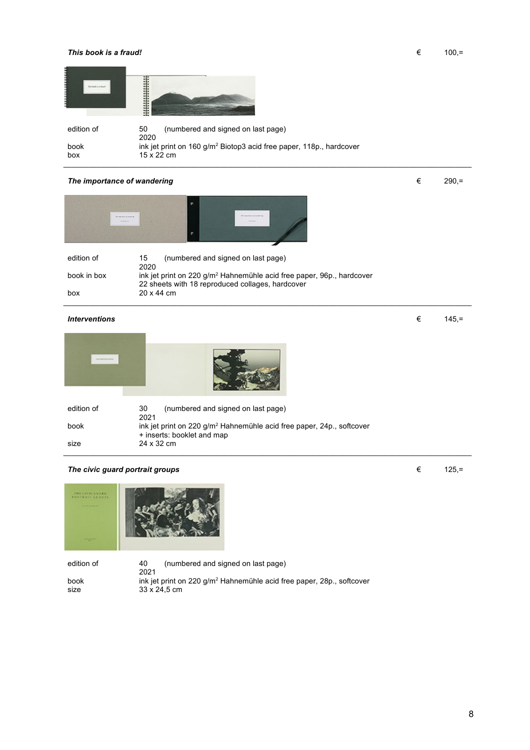***This book is a fraud!*** € 100,=

| | |
|---|---|
| edition of | 50 (numbered and signed on last page) |
| | 2020 |
| book | ink jet print on 160 g/m[2] Biotop3 acid free paper, 118p., hardcover |
| box | 15 x 22 cm |

---

***The importance of wandering*** € 290,=

| | |
|---|---|
| edition of | 15 (numbered and signed on last page) |
| | 2020 |
| book in box | ink jet print on 220 g/m[2] Hahnemühle acid free paper, 96p., hardcover |
| | 22 sheets with 18 reproduced collages, hardcover |
| box | 20 x 44 cm |

---

***Interventions*** € 145,=

| | |
|---|---|
| edition of | 30 (numbered and signed on last page) |
| | 2021 |
| book | ink jet print on 220 g/m[2] Hahnemühle acid free paper, 24p., softcover |
| | + inserts: booklet and map |
| size | 24 x 32 cm |

---

***The civic guard portrait groups*** € 125,=

| | |
|---|---|
| edition of | 40 (numbered and signed on last page) |
| | 2021 |
| book | ink jet print on 220 g/m[2] Hahnemühle acid free paper, 28p., softcover |
| size | 33 x 24,5 cm |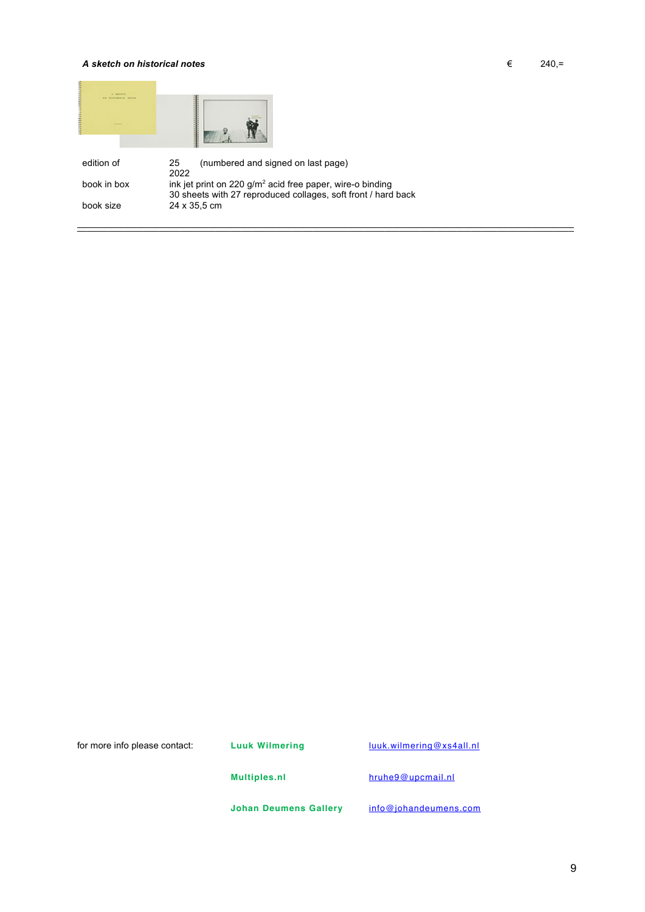***A sketch on historical notes*** € 240,=

| | | |
|---|---|---|
| edition of | 25 | (numbered and signed on last page) |
| | 2022 | |
| book in box | ink jet print on 220 g/m[2] acid free paper, wire-o binding | |
| | 30 sheets with 27 reproduced collages, soft front / hard back | |
| book size | 24 x 35,5 cm | |

---

for more info please contact:

| | |
|---|---|
| **Luuk Wilmering** | luuk.wilmering@xs4all.nl |
| **Multiples.nl** | hruhe9@upcmail.nl |
| **Johan Deumens Gallery** | info@johandeumens.com |